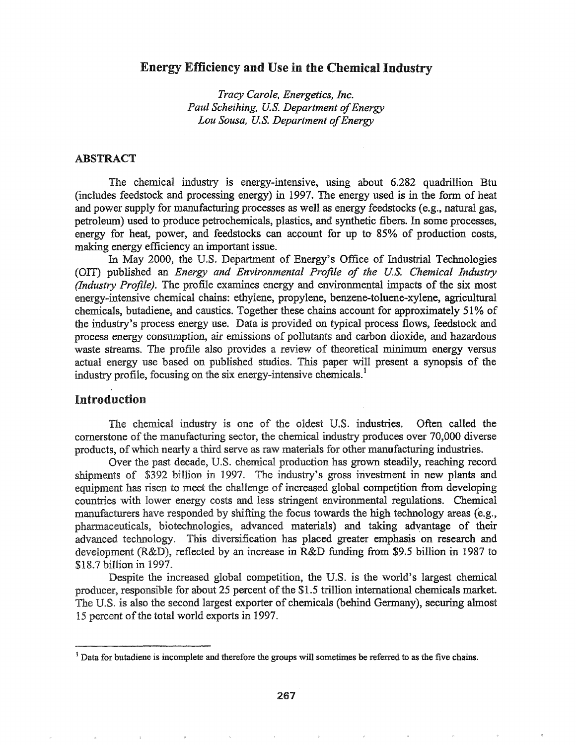# Energy Efficiency and Use in the Chemical Industry

*Tracy Carole, Energetics, Inc.*
*Paul Scheihing, U.S. Department of Energy*
*Lou Sousa, U.S. Department of Energy*

## ABSTRACT

The chemical industry is energy-intensive, using about 6.282 quadrillion Btu (includes feedstock and processing energy) in 1997. The energy used is in the form of heat and power supply for manufacturing processes as well as energy feedstocks (e.g., natural gas, petroleum) used to produce petrochemicals, plastics, and synthetic fibers. In some processes, energy for heat, power, and feedstocks can account for up to 85% of production costs, making energy efficiency an important issue.

In May 2000, the U.S. Department of Energy's Office of Industrial Technologies (OIT) published an *Energy and Environmental Profile of the U.S. Chemical Industry (Industry Profile)*. The profile examines energy and environmental impacts of the six most energy-intensive chemical chains: ethylene, propylene, benzene-toluene-xylene, agricultural chemicals, butadiene, and caustics. Together these chains account for approximately 51% of the industry's process energy use. Data is provided on typical process flows, feedstock and process energy consumption, air emissions of pollutants and carbon dioxide, and hazardous waste streams. The profile also provides a review of theoretical minimum energy versus actual energy use based on published studies. This paper will present a synopsis of the industry profile, focusing on the six energy-intensive chemicals.[1]

## Introduction

The chemical industry is one of the oldest U.S. industries. Often called the cornerstone of the manufacturing sector, the chemical industry produces over 70,000 diverse products, of which nearly a third serve as raw materials for other manufacturing industries.

Over the past decade, U.S. chemical production has grown steadily, reaching record shipments of $392 billion in 1997. The industry's gross investment in new plants and equipment has risen to meet the challenge of increased global competition from developing countries with lower energy costs and less stringent environmental regulations. Chemical manufacturers have responded by shifting the focus towards the high technology areas (e.g., pharmaceuticals, biotechnologies, advanced materials) and taking advantage of their advanced technology. This diversification has placed greater emphasis on research and development (R&D), reflected by an increase in R&D funding from $9.5 billion in 1987 to $18.7 billion in 1997.

Despite the increased global competition, the U.S. is the world's largest chemical producer, responsible for about 25 percent of the $1.5 trillion international chemicals market. The U.S. is also the second largest exporter of chemicals (behind Germany), securing almost 15 percent of the total world exports in 1997.

---

[1] Data for butadiene is incomplete and therefore the groups will sometimes be referred to as the five chains.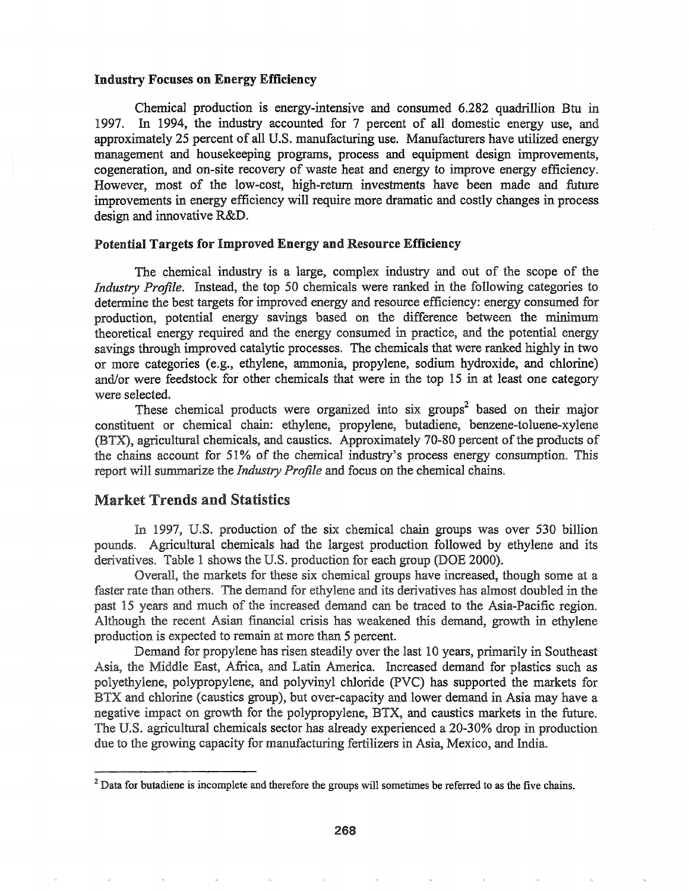### Industry Focuses on Energy Efficiency

Chemical production is energy-intensive and consumed 6.282 quadrillion Btu in 1997. In 1994, the industry accounted for 7 percent of all domestic energy use, and approximately 25 percent of all U.S. manufacturing use. Manufacturers have utilized energy management and housekeeping programs, process and equipment design improvements, cogeneration, and on-site recovery of waste heat and energy to improve energy efficiency. However, most of the low-cost, high-return investments have been made and future improvements in energy efficiency will require more dramatic and costly changes in process design and innovative R&D.

### Potential Targets for Improved Energy and Resource Efficiency

The chemical industry is a large, complex industry and out of the scope of the *Industry Profile*. Instead, the top 50 chemicals were ranked in the following categories to determine the best targets for improved energy and resource efficiency: energy consumed for production, potential energy savings based on the difference between the minimum theoretical energy required and the energy consumed in practice, and the potential energy savings through improved catalytic processes. The chemicals that were ranked highly in two or more categories (e.g., ethylene, ammonia, propylene, sodium hydroxide, and chlorine) and/or were feedstock for other chemicals that were in the top 15 in at least one category were selected.

These chemical products were organized into six groups[2] based on their major constituent or chemical chain: ethylene, propylene, butadiene, benzene-toluene-xylene (BTX), agricultural chemicals, and caustics. Approximately 70-80 percent of the products of the chains account for 51% of the chemical industry's process energy consumption. This report will summarize the *Industry Profile* and focus on the chemical chains.

## Market Trends and Statistics

In 1997, U.S. production of the six chemical chain groups was over 530 billion pounds. Agricultural chemicals had the largest production followed by ethylene and its derivatives. Table 1 shows the U.S. production for each group (DOE 2000).

Overall, the markets for these six chemical groups have increased, though some at a faster rate than others. The demand for ethylene and its derivatives has almost doubled in the past 15 years and much of the increased demand can be traced to the Asia-Pacific region. Although the recent Asian financial crisis has weakened this demand, growth in ethylene production is expected to remain at more than 5 percent.

Demand for propylene has risen steadily over the last 10 years, primarily in Southeast Asia, the Middle East, Africa, and Latin America. Increased demand for plastics such as polyethylene, polypropylene, and polyvinyl chloride (PVC) has supported the markets for BTX and chlorine (caustics group), but over-capacity and lower demand in Asia may have a negative impact on growth for the polypropylene, BTX, and caustics markets in the future. The U.S. agricultural chemicals sector has already experienced a 20-30% drop in production due to the growing capacity for manufacturing fertilizers in Asia, Mexico, and India.

---

[2] Data for butadiene is incomplete and therefore the groups will sometimes be referred to as the five chains.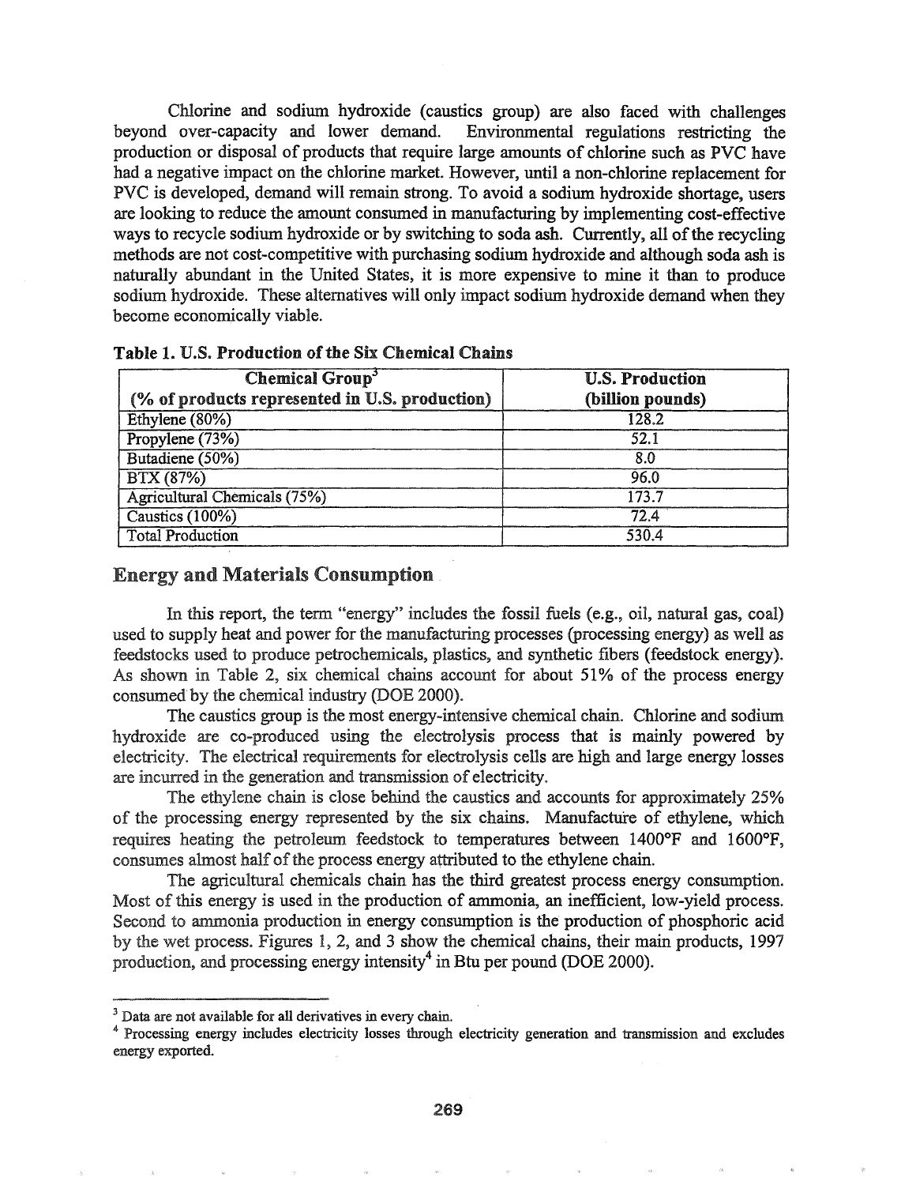Chlorine and sodium hydroxide (caustics group) are also faced with challenges beyond over-capacity and lower demand. Environmental regulations restricting the production or disposal of products that require large amounts of chlorine such as PVC have had a negative impact on the chlorine market. However, until a non-chlorine replacement for PVC is developed, demand will remain strong. To avoid a sodium hydroxide shortage, users are looking to reduce the amount consumed in manufacturing by implementing cost-effective ways to recycle sodium hydroxide or by switching to soda ash. Currently, all of the recycling methods are not cost-competitive with purchasing sodium hydroxide and although soda ash is naturally abundant in the United States, it is more expensive to mine it than to produce sodium hydroxide. These alternatives will only impact sodium hydroxide demand when they become economically viable.

**Table 1. U.S. Production of the Six Chemical Chains**

| Chemical Group[3] (% of products represented in U.S. production) | U.S. Production (billion pounds) |
|---|---|
| Ethylene (80%) | 128.2 |
| Propylene (73%) | 52.1 |
| Butadiene (50%) | 8.0 |
| BTX (87%) | 96.0 |
| Agricultural Chemicals (75%) | 173.7 |
| Caustics (100%) | 72.4 |
| Total Production | 530.4 |

## Energy and Materials Consumption

In this report, the term "energy" includes the fossil fuels (e.g., oil, natural gas, coal) used to supply heat and power for the manufacturing processes (processing energy) as well as feedstocks used to produce petrochemicals, plastics, and synthetic fibers (feedstock energy). As shown in Table 2, six chemical chains account for about 51% of the process energy consumed by the chemical industry (DOE 2000).

The caustics group is the most energy-intensive chemical chain. Chlorine and sodium hydroxide are co-produced using the electrolysis process that is mainly powered by electricity. The electrical requirements for electrolysis cells are high and large energy losses are incurred in the generation and transmission of electricity.

The ethylene chain is close behind the caustics and accounts for approximately 25% of the processing energy represented by the six chains. Manufacture of ethylene, which requires heating the petroleum feedstock to temperatures between 1400°F and 1600°F, consumes almost half of the process energy attributed to the ethylene chain.

The agricultural chemicals chain has the third greatest process energy consumption. Most of this energy is used in the production of ammonia, an inefficient, low-yield process. Second to ammonia production in energy consumption is the production of phosphoric acid by the wet process. Figures 1, 2, and 3 show the chemical chains, their main products, 1997 production, and processing energy intensity[4] in Btu per pound (DOE 2000).

---

[3] Data are not available for all derivatives in every chain.

[4] Processing energy includes electricity losses through electricity generation and transmission and excludes energy exported.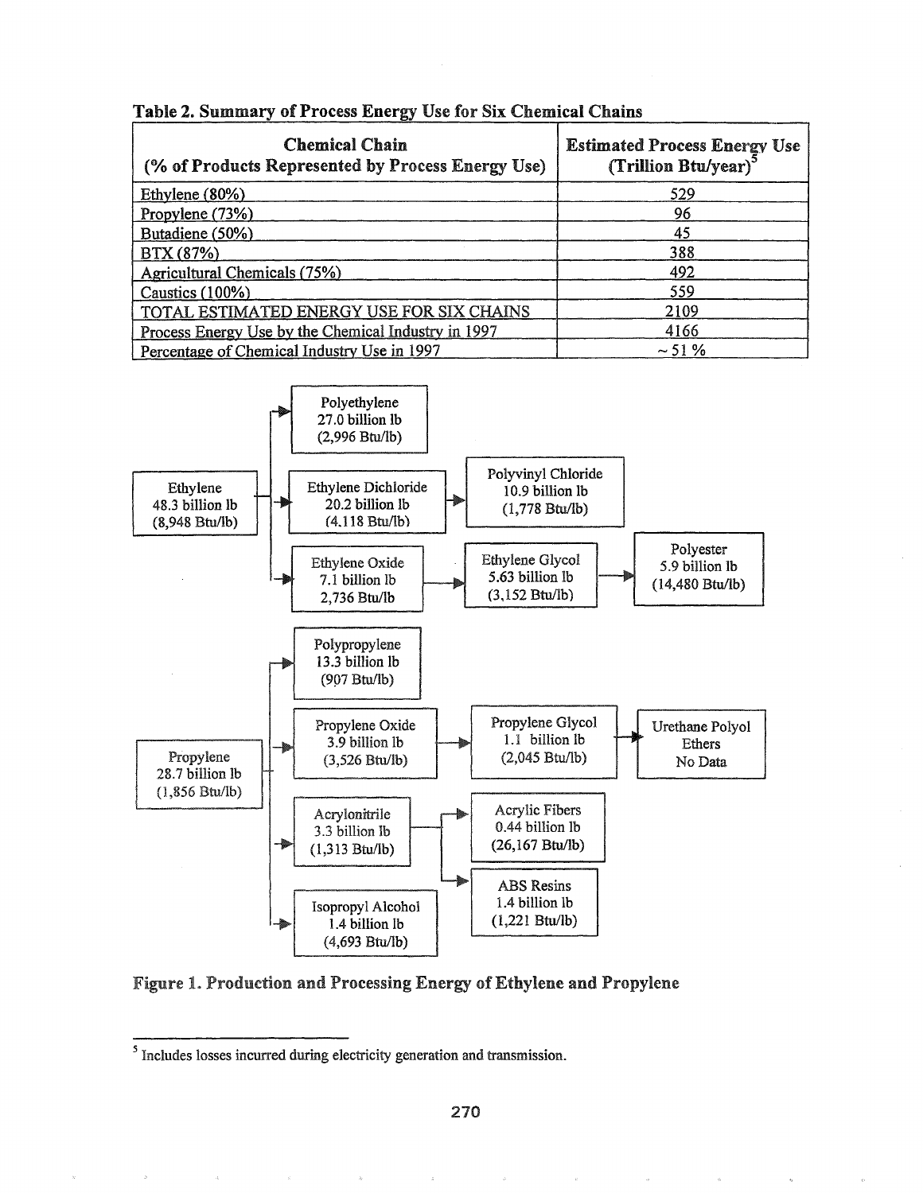**Table 2. Summary of Process Energy Use for Six Chemical Chains**

| Chemical Chain (% of Products Represented by Process Energy Use) | Estimated Process Energy Use (Trillion Btu/year)[5] |
| --- | --- |
| Ethylene (80%) | 529 |
| Propylene (73%) | 96 |
| Butadiene (50%) | 45 |
| BTX (87%) | 388 |
| Agricultural Chemicals (75%) | 492 |
| Caustics (100%) | 559 |
| TOTAL ESTIMATED ENERGY USE FOR SIX CHAINS | 2109 |
| Process Energy Use by the Chemical Industry in 1997 | 4166 |
| Percentage of Chemical Industry Use in 1997 | ~ 51 % |

- Ethylene 48.3 billion lb (8,948 Btu/lb)
  - Polyethylene 27.0 billion lb (2,996 Btu/lb)
  - Ethylene Dichloride 20.2 billion lb (4,118 Btu/lb)
    - Polyvinyl Chloride 10.9 billion lb (1,778 Btu/lb)
  - Ethylene Oxide 7.1 billion lb 2,736 Btu/lb
    - Ethylene Glycol 5.63 billion lb (3,152 Btu/lb)
      - Polyester 5.9 billion lb (14,480 Btu/lb)

- Propylene 28.7 billion lb (1,856 Btu/lb)
  - Polypropylene 13.3 billion lb (907 Btu/lb)
  - Propylene Oxide 3.9 billion lb (3,526 Btu/lb)
    - Propylene Glycol 1.1 billion lb (2,045 Btu/lb)
      - Urethane Polyol Ethers No Data
  - Acrylonitrile 3.3 billion lb (1,313 Btu/lb)
    - Acrylic Fibers 0.44 billion lb (26,167 Btu/lb)
    - ABS Resins 1.4 billion lb (1,221 Btu/lb)
  - Isopropyl Alcohol 1.4 billion lb (4,693 Btu/lb)

**Figure 1. Production and Processing Energy of Ethylene and Propylene**

[5] Includes losses incurred during electricity generation and transmission.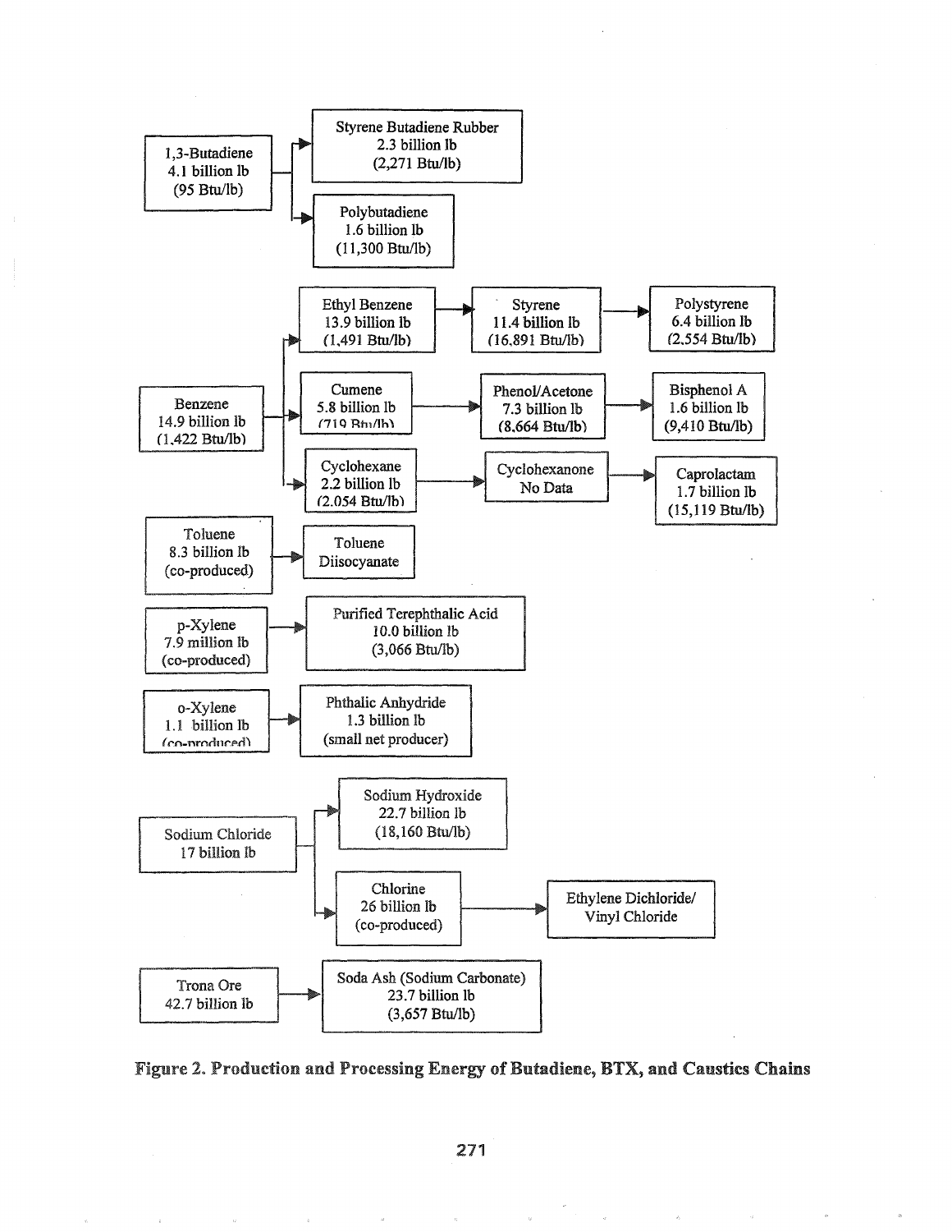1,3-Butadiene
4.1 billion lb
(95 Btu/lb)

→ Styrene Butadiene Rubber
2.3 billion lb
(2,271 Btu/lb)

→ Polybutadiene
1.6 billion lb
(11,300 Btu/lb)

Benzene
14.9 billion lb
(1,422 Btu/lb)

→ Ethyl Benzene
13.9 billion lb
(1,491 Btu/lb)
→ Styrene
11.4 billion lb
(16,891 Btu/lb)
→ Polystyrene
6.4 billion lb
(2,554 Btu/lb)

→ Cumene
5.8 billion lb
(719 Btu/lb)
→ Phenol/Acetone
7.3 billion lb
(8,664 Btu/lb)
→ Bisphenol A
1.6 billion lb
(9,410 Btu/lb)

→ Cyclohexane
2.2 billion lb
(2,054 Btu/lb)
→ Cyclohexanone
No Data
→ Caprolactam
1.7 billion lb
(15,119 Btu/lb)

Toluene
8.3 billion lb
(co-produced)
→ Toluene Diisocyanate

p-Xylene
7.9 million lb
(co-produced)
→ Purified Terephthalic Acid
10.0 billion lb
(3,066 Btu/lb)

o-Xylene
1.1 billion lb
(co-produced)
→ Phthalic Anhydride
1.3 billion lb
(small net producer)

Sodium Chloride
17 billion lb

→ Sodium Hydroxide
22.7 billion lb
(18,160 Btu/lb)

→ Chlorine
26 billion lb
(co-produced)
→ Ethylene Dichloride/ Vinyl Chloride

Trona Ore
42.7 billion lb
→ Soda Ash (Sodium Carbonate)
23.7 billion lb
(3,657 Btu/lb)

**Figure 2. Production and Processing Energy of Butadiene, BTX, and Caustics Chains**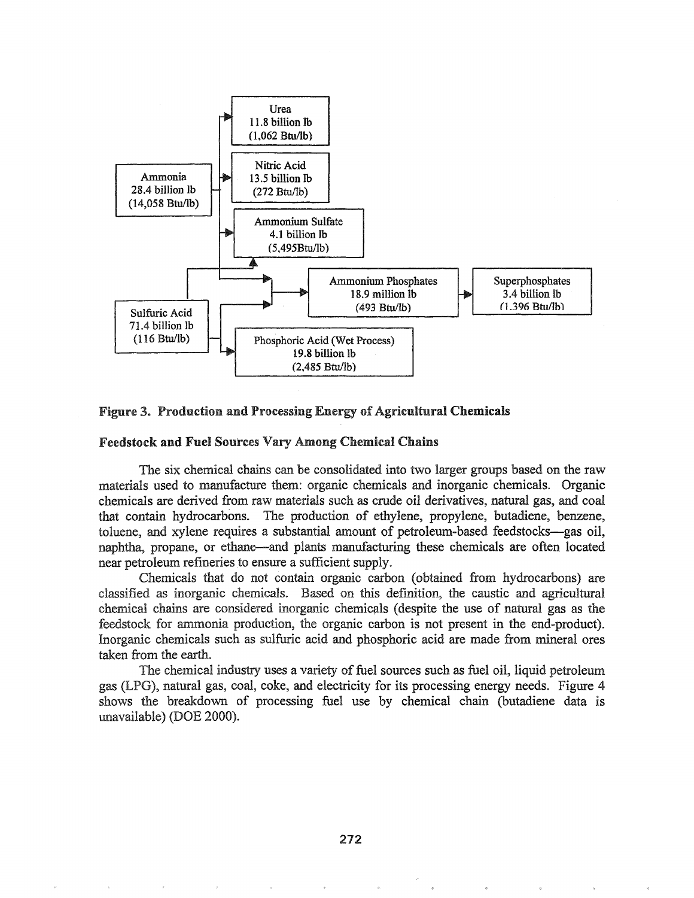Urea
11.8 billion lb
(1,062 Btu/lb)

Nitric Acid
13.5 billion lb
(272 Btu/lb)

Ammonia
28.4 billion lb
(14,058 Btu/lb)

Ammonium Sulfate
4.1 billion lb
(5,495Btu/lb)

Ammonium Phosphates
18.9 million lb
(493 Btu/lb)

Superphosphates
3.4 billion lb
(1,396 Btu/lb)

Sulfuric Acid
71.4 billion lb
(116 Btu/lb)

Phosphoric Acid (Wet Process)
19.8 billion lb
(2,485 Btu/lb)

**Figure 3. Production and Processing Energy of Agricultural Chemicals**

### Feedstock and Fuel Sources Vary Among Chemical Chains

The six chemical chains can be consolidated into two larger groups based on the raw materials used to manufacture them: organic chemicals and inorganic chemicals. Organic chemicals are derived from raw materials such as crude oil derivatives, natural gas, and coal that contain hydrocarbons. The production of ethylene, propylene, butadiene, benzene, toluene, and xylene requires a substantial amount of petroleum-based feedstocks—gas oil, naphtha, propane, or ethane—and plants manufacturing these chemicals are often located near petroleum refineries to ensure a sufficient supply.

Chemicals that do not contain organic carbon (obtained from hydrocarbons) are classified as inorganic chemicals. Based on this definition, the caustic and agricultural chemical chains are considered inorganic chemicals (despite the use of natural gas as the feedstock for ammonia production, the organic carbon is not present in the end-product). Inorganic chemicals such as sulfuric acid and phosphoric acid are made from mineral ores taken from the earth.

The chemical industry uses a variety of fuel sources such as fuel oil, liquid petroleum gas (LPG), natural gas, coal, coke, and electricity for its processing energy needs. Figure 4 shows the breakdown of processing fuel use by chemical chain (butadiene data is unavailable) (DOE 2000).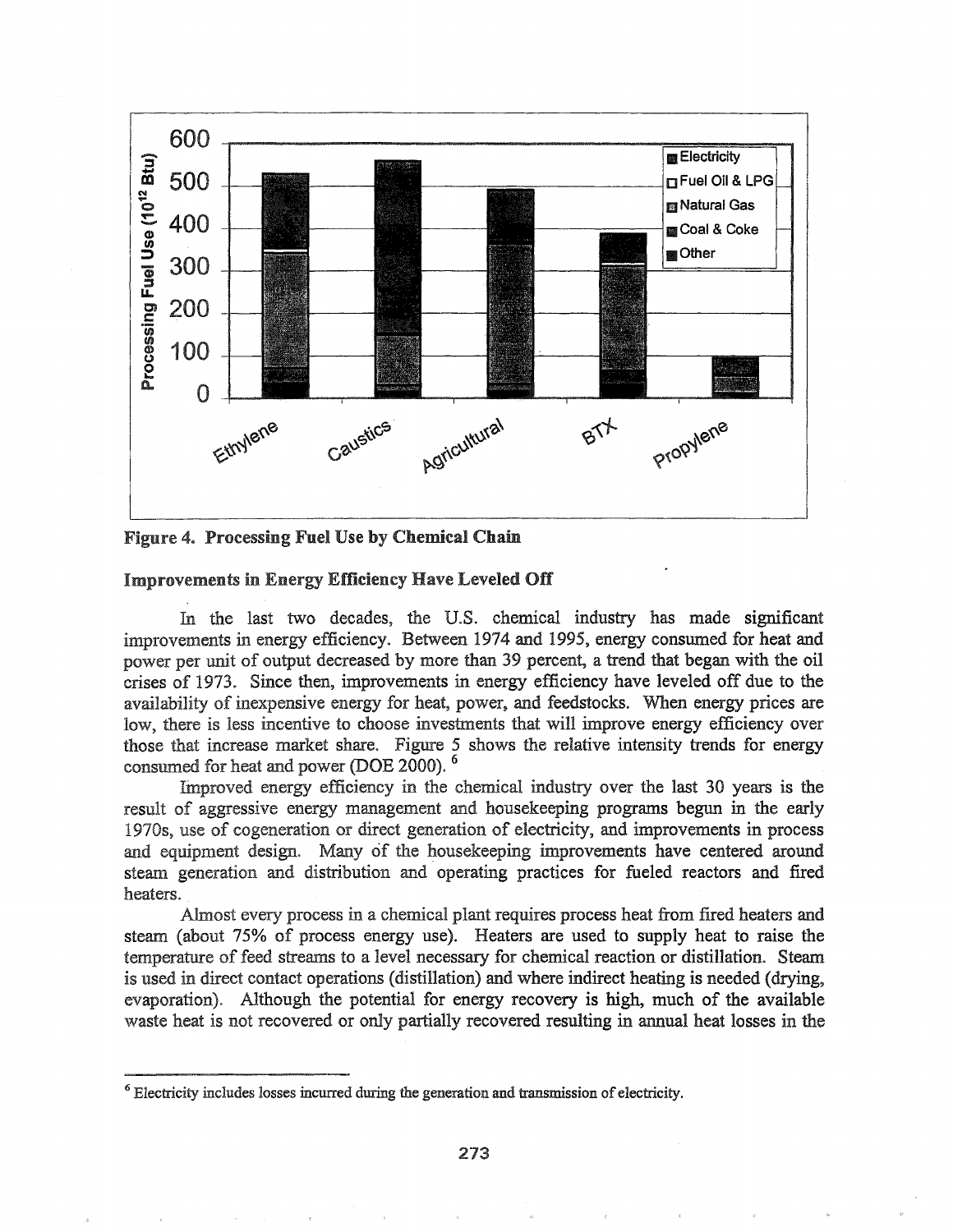**Figure 4. Processing Fuel Use by Chemical Chain**

### Improvements in Energy Efficiency Have Leveled Off

In the last two decades, the U.S. chemical industry has made significant improvements in energy efficiency. Between 1974 and 1995, energy consumed for heat and power per unit of output decreased by more than 39 percent, a trend that began with the oil crises of 1973. Since then, improvements in energy efficiency have leveled off due to the availability of inexpensive energy for heat, power, and feedstocks. When energy prices are low, there is less incentive to choose investments that will improve energy efficiency over those that increase market share. Figure 5 shows the relative intensity trends for energy consumed for heat and power (DOE 2000).[6]

Improved energy efficiency in the chemical industry over the last 30 years is the result of aggressive energy management and housekeeping programs begun in the early 1970s, use of cogeneration or direct generation of electricity, and improvements in process and equipment design. Many of the housekeeping improvements have centered around steam generation and distribution and operating practices for fueled reactors and fired heaters.

Almost every process in a chemical plant requires process heat from fired heaters and steam (about 75% of process energy use). Heaters are used to supply heat to raise the temperature of feed streams to a level necessary for chemical reaction or distillation. Steam is used in direct contact operations (distillation) and where indirect heating is needed (drying, evaporation). Although the potential for energy recovery is high, much of the available waste heat is not recovered or only partially recovered resulting in annual heat losses in the

---

[6] Electricity includes losses incurred during the generation and transmission of electricity.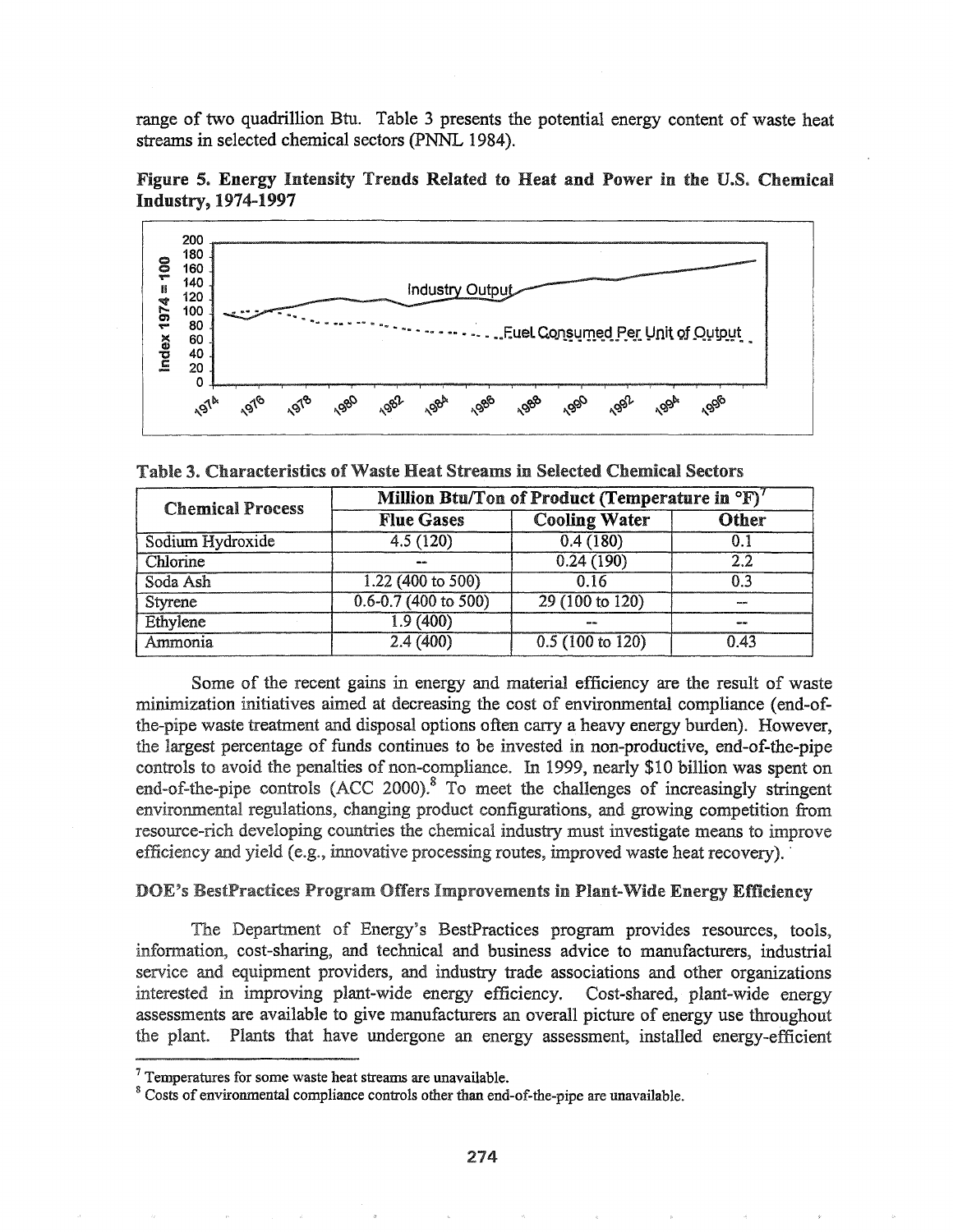range of two quadrillion Btu. Table 3 presents the potential energy content of waste heat streams in selected chemical sectors (PNNL 1984).

**Figure 5. Energy Intensity Trends Related to Heat and Power in the U.S. Chemical Industry, 1974-1997**

**Table 3. Characteristics of Waste Heat Streams in Selected Chemical Sectors**

| Chemical Process | Million Btu/Ton of Product (Temperature in °F)[7] | | |
|---|---|---|---|
| | Flue Gases | Cooling Water | Other |
| Sodium Hydroxide | 4.5 (120) | 0.4 (180) | 0.1 |
| Chlorine | -- | 0.24 (190) | 2.2 |
| Soda Ash | 1.22 (400 to 500) | 0.16 | 0.3 |
| Styrene | 0.6-0.7 (400 to 500) | 29 (100 to 120) | -- |
| Ethylene | 1.9 (400) | -- | -- |
| Ammonia | 2.4 (400) | 0.5 (100 to 120) | 0.43 |

Some of the recent gains in energy and material efficiency are the result of waste minimization initiatives aimed at decreasing the cost of environmental compliance (end-of-the-pipe waste treatment and disposal options often carry a heavy energy burden). However, the largest percentage of funds continues to be invested in non-productive, end-of-the-pipe controls to avoid the penalties of non-compliance. In 1999, nearly $10 billion was spent on end-of-the-pipe controls (ACC 2000).[8] To meet the challenges of increasingly stringent environmental regulations, changing product configurations, and growing competition from resource-rich developing countries the chemical industry must investigate means to improve efficiency and yield (e.g., innovative processing routes, improved waste heat recovery).

### DOE's BestPractices Program Offers Improvements in Plant-Wide Energy Efficiency

The Department of Energy's BestPractices program provides resources, tools, information, cost-sharing, and technical and business advice to manufacturers, industrial service and equipment providers, and industry trade associations and other organizations interested in improving plant-wide energy efficiency. Cost-shared, plant-wide energy assessments are available to give manufacturers an overall picture of energy use throughout the plant. Plants that have undergone an energy assessment, installed energy-efficient

---

[7] Temperatures for some waste heat streams are unavailable.

[8] Costs of environmental compliance controls other than end-of-the-pipe are unavailable.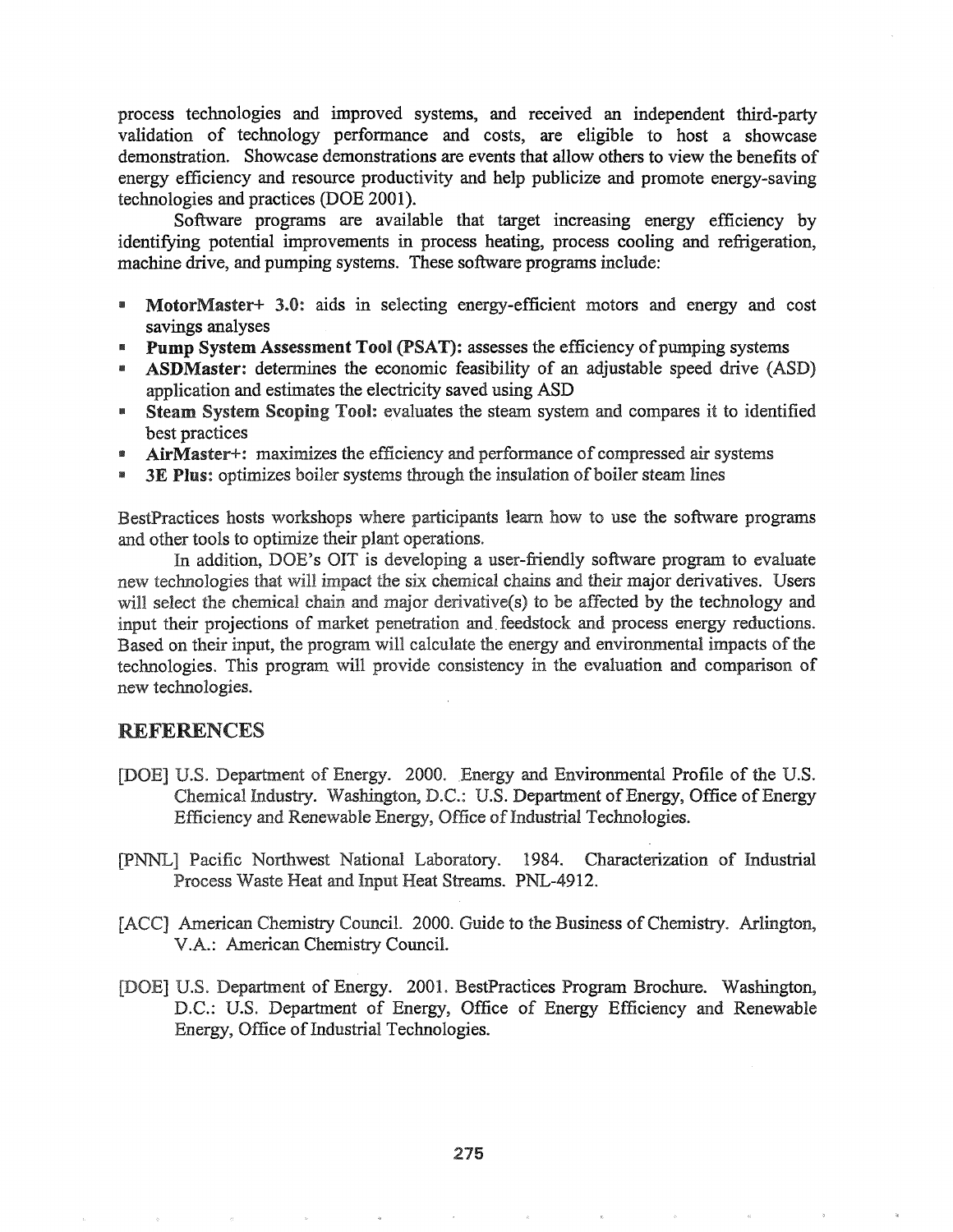process technologies and improved systems, and received an independent third-party validation of technology performance and costs, are eligible to host a showcase demonstration. Showcase demonstrations are events that allow others to view the benefits of energy efficiency and resource productivity and help publicize and promote energy-saving technologies and practices (DOE 2001).

Software programs are available that target increasing energy efficiency by identifying potential improvements in process heating, process cooling and refrigeration, machine drive, and pumping systems. These software programs include:

- **MotorMaster+ 3.0:** aids in selecting energy-efficient motors and energy and cost savings analyses
- **Pump System Assessment Tool (PSAT):** assesses the efficiency of pumping systems
- **ASDMaster:** determines the economic feasibility of an adjustable speed drive (ASD) application and estimates the electricity saved using ASD
- **Steam System Scoping Tool:** evaluates the steam system and compares it to identified best practices
- **AirMaster+:** maximizes the efficiency and performance of compressed air systems
- **3E Plus:** optimizes boiler systems through the insulation of boiler steam lines

BestPractices hosts workshops where participants learn how to use the software programs and other tools to optimize their plant operations.

In addition, DOE's OIT is developing a user-friendly software program to evaluate new technologies that will impact the six chemical chains and their major derivatives. Users will select the chemical chain and major derivative(s) to be affected by the technology and input their projections of market penetration and feedstock and process energy reductions. Based on their input, the program will calculate the energy and environmental impacts of the technologies. This program will provide consistency in the evaluation and comparison of new technologies.

## REFERENCES

[DOE] U.S. Department of Energy. 2000. Energy and Environmental Profile of the U.S. Chemical Industry. Washington, D.C.: U.S. Department of Energy, Office of Energy Efficiency and Renewable Energy, Office of Industrial Technologies.

[PNNL] Pacific Northwest National Laboratory. 1984. Characterization of Industrial Process Waste Heat and Input Heat Streams. PNL-4912.

[ACC] American Chemistry Council. 2000. Guide to the Business of Chemistry. Arlington, V.A.: American Chemistry Council.

[DOE] U.S. Department of Energy. 2001. BestPractices Program Brochure. Washington, D.C.: U.S. Department of Energy, Office of Energy Efficiency and Renewable Energy, Office of Industrial Technologies.